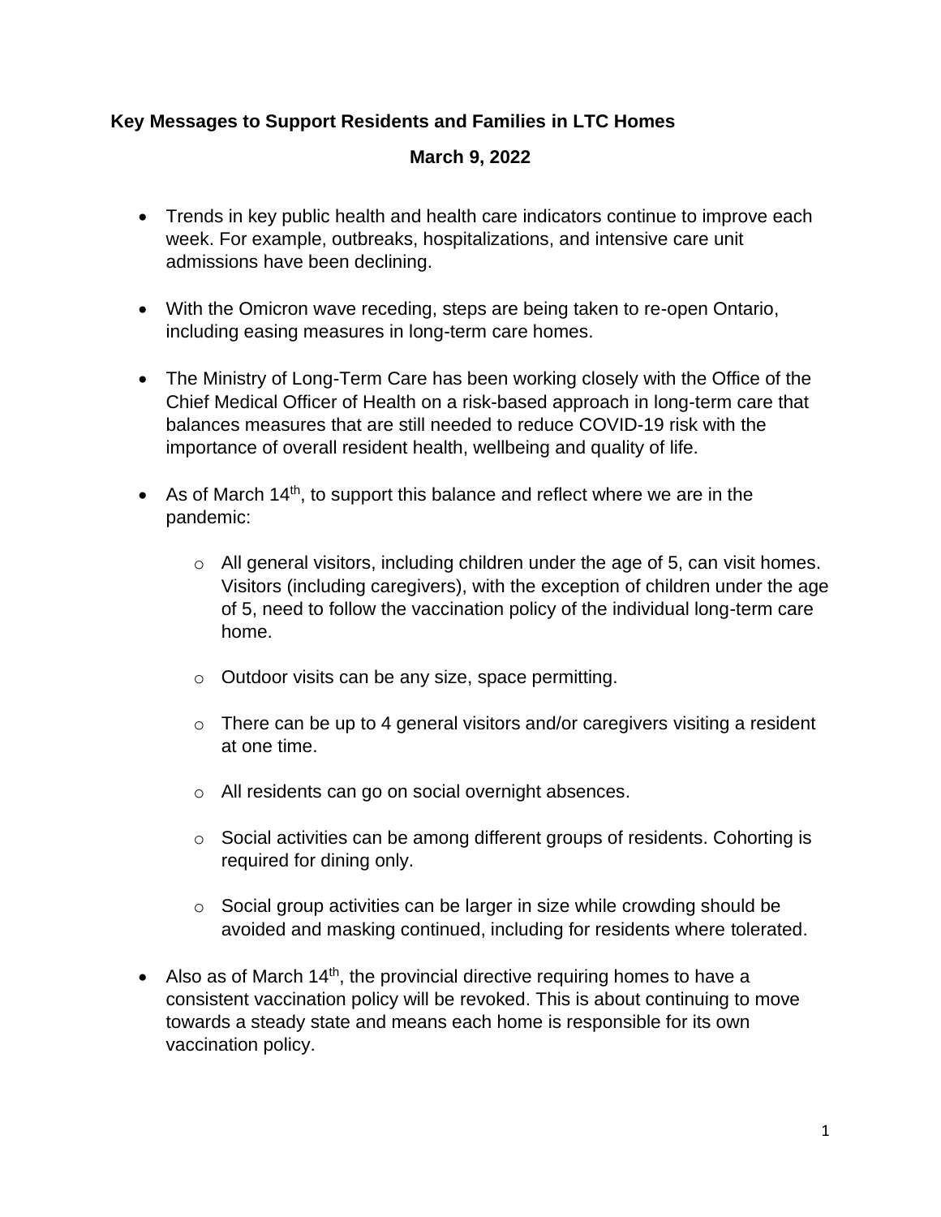## Key Messages to Support Residents and Families in LTC Homes

**March 9, 2022**

- Trends in key public health and health care indicators continue to improve each week. For example, outbreaks, hospitalizations, and intensive care unit admissions have been declining.

- With the Omicron wave receding, steps are being taken to re-open Ontario, including easing measures in long-term care homes.

- The Ministry of Long-Term Care has been working closely with the Office of the Chief Medical Officer of Health on a risk-based approach in long-term care that balances measures that are still needed to reduce COVID-19 risk with the importance of overall resident health, wellbeing and quality of life.

- As of March 14th, to support this balance and reflect where we are in the pandemic:

  - All general visitors, including children under the age of 5, can visit homes. Visitors (including caregivers), with the exception of children under the age of 5, need to follow the vaccination policy of the individual long-term care home.

  - Outdoor visits can be any size, space permitting.

  - There can be up to 4 general visitors and/or caregivers visiting a resident at one time.

  - All residents can go on social overnight absences.

  - Social activities can be among different groups of residents. Cohorting is required for dining only.

  - Social group activities can be larger in size while crowding should be avoided and masking continued, including for residents where tolerated.

- Also as of March 14th, the provincial directive requiring homes to have a consistent vaccination policy will be revoked. This is about continuing to move towards a steady state and means each home is responsible for its own vaccination policy.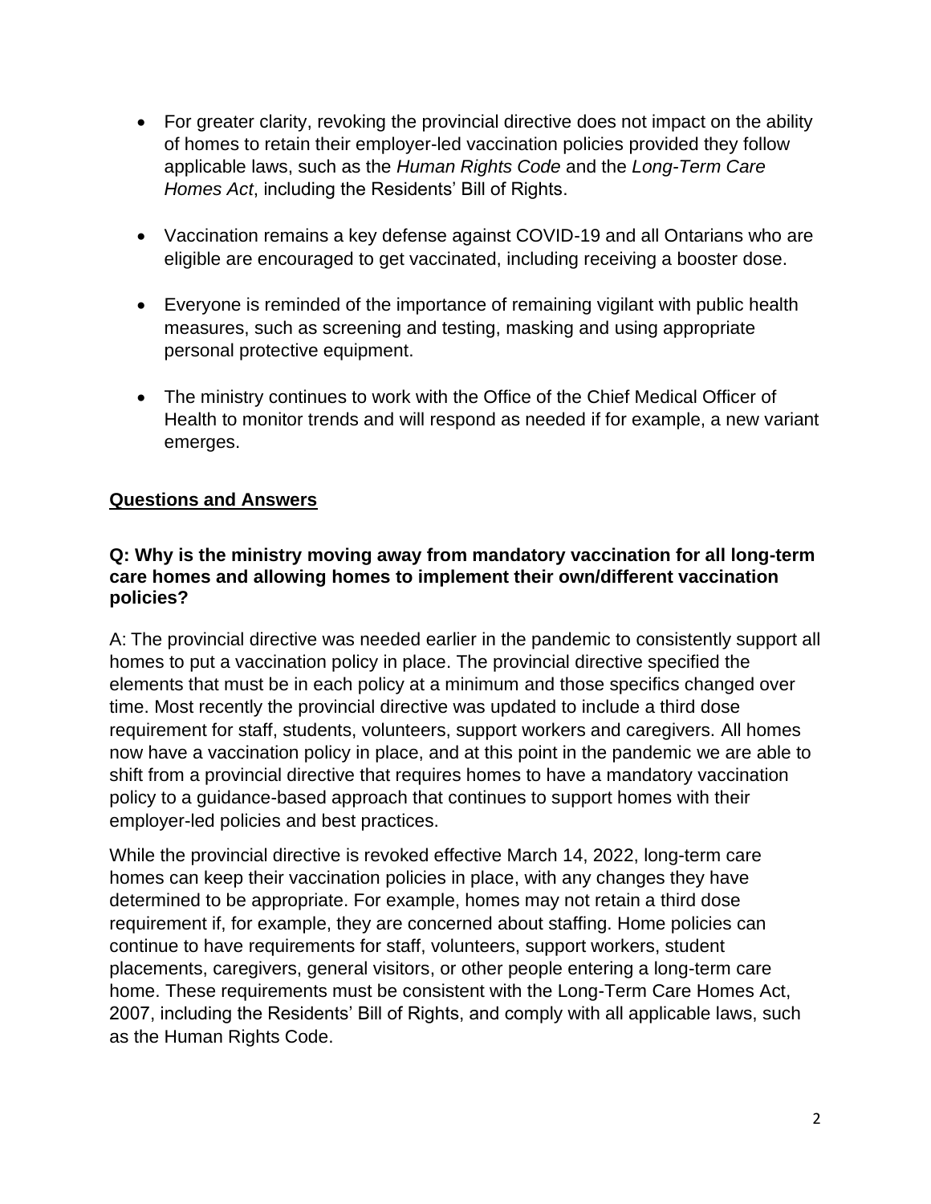- For greater clarity, revoking the provincial directive does not impact on the ability of homes to retain their employer-led vaccination policies provided they follow applicable laws, such as the *Human Rights Code* and the *Long-Term Care Homes Act*, including the Residents' Bill of Rights.

- Vaccination remains a key defense against COVID-19 and all Ontarians who are eligible are encouraged to get vaccinated, including receiving a booster dose.

- Everyone is reminded of the importance of remaining vigilant with public health measures, such as screening and testing, masking and using appropriate personal protective equipment.

- The ministry continues to work with the Office of the Chief Medical Officer of Health to monitor trends and will respond as needed if for example, a new variant emerges.

## Questions and Answers

**Q: Why is the ministry moving away from mandatory vaccination for all long-term care homes and allowing homes to implement their own/different vaccination policies?**

A: The provincial directive was needed earlier in the pandemic to consistently support all homes to put a vaccination policy in place. The provincial directive specified the elements that must be in each policy at a minimum and those specifics changed over time. Most recently the provincial directive was updated to include a third dose requirement for staff, students, volunteers, support workers and caregivers. All homes now have a vaccination policy in place, and at this point in the pandemic we are able to shift from a provincial directive that requires homes to have a mandatory vaccination policy to a guidance-based approach that continues to support homes with their employer-led policies and best practices.

While the provincial directive is revoked effective March 14, 2022, long-term care homes can keep their vaccination policies in place, with any changes they have determined to be appropriate. For example, homes may not retain a third dose requirement if, for example, they are concerned about staffing. Home policies can continue to have requirements for staff, volunteers, support workers, student placements, caregivers, general visitors, or other people entering a long-term care home. These requirements must be consistent with the Long-Term Care Homes Act, 2007, including the Residents' Bill of Rights, and comply with all applicable laws, such as the Human Rights Code.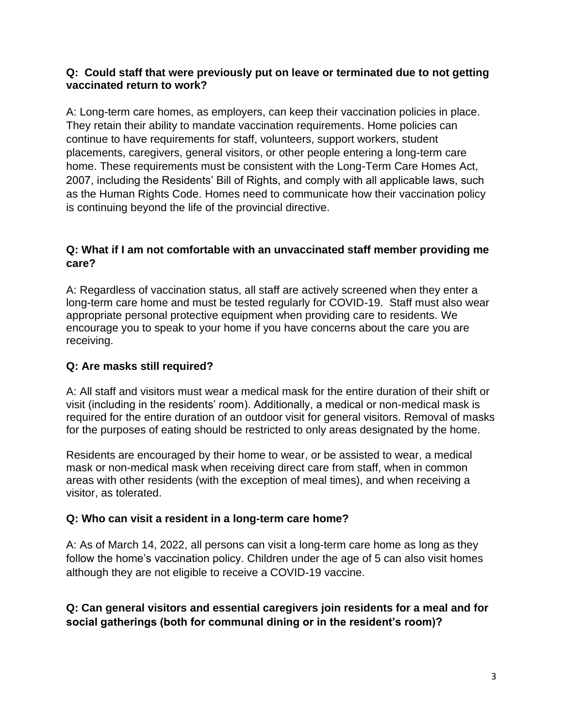**Q: Could staff that were previously put on leave or terminated due to not getting vaccinated return to work?**

A: Long-term care homes, as employers, can keep their vaccination policies in place. They retain their ability to mandate vaccination requirements. Home policies can continue to have requirements for staff, volunteers, support workers, student placements, caregivers, general visitors, or other people entering a long-term care home. These requirements must be consistent with the Long-Term Care Homes Act, 2007, including the Residents' Bill of Rights, and comply with all applicable laws, such as the Human Rights Code. Homes need to communicate how their vaccination policy is continuing beyond the life of the provincial directive.

**Q: What if I am not comfortable with an unvaccinated staff member providing me care?**

A: Regardless of vaccination status, all staff are actively screened when they enter a long-term care home and must be tested regularly for COVID-19. Staff must also wear appropriate personal protective equipment when providing care to residents. We encourage you to speak to your home if you have concerns about the care you are receiving.

**Q: Are masks still required?**

A: All staff and visitors must wear a medical mask for the entire duration of their shift or visit (including in the residents' room). Additionally, a medical or non-medical mask is required for the entire duration of an outdoor visit for general visitors. Removal of masks for the purposes of eating should be restricted to only areas designated by the home.

Residents are encouraged by their home to wear, or be assisted to wear, a medical mask or non-medical mask when receiving direct care from staff, when in common areas with other residents (with the exception of meal times), and when receiving a visitor, as tolerated.

**Q: Who can visit a resident in a long-term care home?**

A: As of March 14, 2022, all persons can visit a long-term care home as long as they follow the home's vaccination policy. Children under the age of 5 can also visit homes although they are not eligible to receive a COVID-19 vaccine.

**Q: Can general visitors and essential caregivers join residents for a meal and for social gatherings (both for communal dining or in the resident's room)?**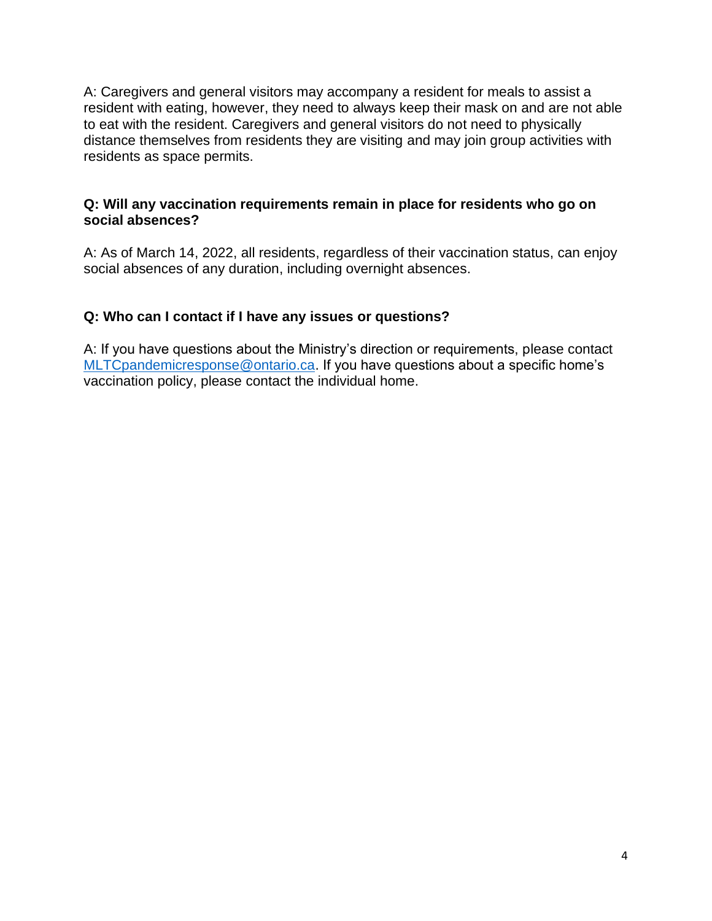A: Caregivers and general visitors may accompany a resident for meals to assist a resident with eating, however, they need to always keep their mask on and are not able to eat with the resident. Caregivers and general visitors do not need to physically distance themselves from residents they are visiting and may join group activities with residents as space permits.

**Q: Will any vaccination requirements remain in place for residents who go on social absences?**

A: As of March 14, 2022, all residents, regardless of their vaccination status, can enjoy social absences of any duration, including overnight absences.

**Q: Who can I contact if I have any issues or questions?**

A: If you have questions about the Ministry's direction or requirements, please contact [MLTCpandemicresponse@ontario.ca](mailto:MLTCpandemicresponse@ontario.ca). If you have questions about a specific home's vaccination policy, please contact the individual home.